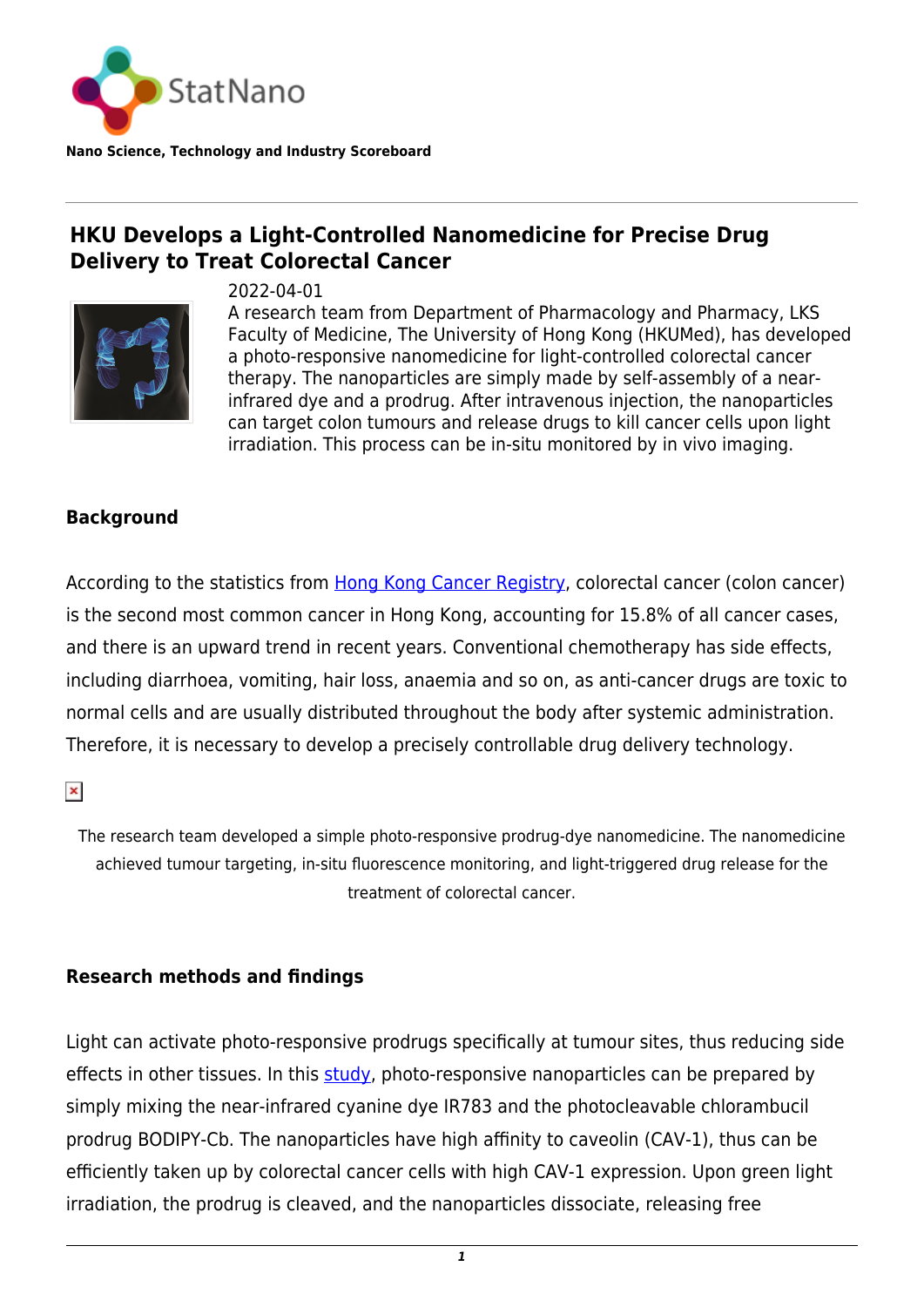StatNano

**Nano Science, Technology and Industry Scoreboard**

## HKU Develops a Light-Controlled Nanomedicine for Precise Drug Delivery to Treat Colorectal Cancer

2022-04-01

A research team from Department of Pharmacology and Pharmacy, LKS Faculty of Medicine, The University of Hong Kong (HKUMed), has developed a photo-responsive nanomedicine for light-controlled colorectal cancer therapy. The nanoparticles are simply made by self-assembly of a near-infrared dye and a prodrug. After intravenous injection, the nanoparticles can target colon tumours and release drugs to kill cancer cells upon light irradiation. This process can be in-situ monitored by in vivo imaging.

### Background

According to the statistics from Hong Kong Cancer Registry, colorectal cancer (colon cancer) is the second most common cancer in Hong Kong, accounting for 15.8% of all cancer cases, and there is an upward trend in recent years. Conventional chemotherapy has side effects, including diarrhoea, vomiting, hair loss, anaemia and so on, as anti-cancer drugs are toxic to normal cells and are usually distributed throughout the body after systemic administration. Therefore, it is necessary to develop a precisely controllable drug delivery technology.

The research team developed a simple photo-responsive prodrug-dye nanomedicine. The nanomedicine achieved tumour targeting, in-situ fluorescence monitoring, and light-triggered drug release for the treatment of colorectal cancer.

### Research methods and findings

Light can activate photo-responsive prodrugs specifically at tumour sites, thus reducing side effects in other tissues. In this study, photo-responsive nanoparticles can be prepared by simply mixing the near-infrared cyanine dye IR783 and the photocleavable chlorambucil prodrug BODIPY-Cb. The nanoparticles have high affinity to caveolin (CAV-1), thus can be efficiently taken up by colorectal cancer cells with high CAV-1 expression. Upon green light irradiation, the prodrug is cleaved, and the nanoparticles dissociate, releasing free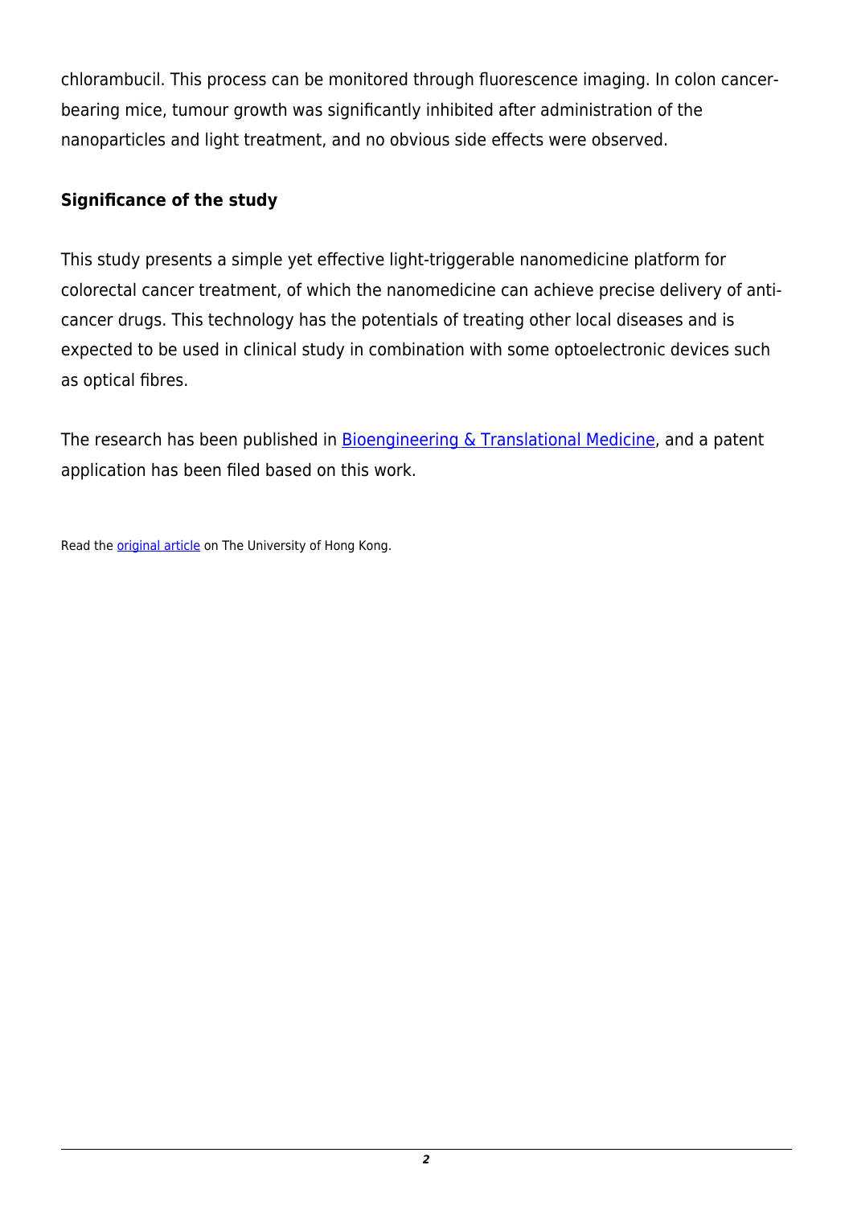chlorambucil. This process can be monitored through fluorescence imaging. In colon cancer-bearing mice, tumour growth was significantly inhibited after administration of the nanoparticles and light treatment, and no obvious side effects were observed.

**Significance of the study**

This study presents a simple yet effective light-triggerable nanomedicine platform for colorectal cancer treatment, of which the nanomedicine can achieve precise delivery of anti-cancer drugs. This technology has the potentials of treating other local diseases and is expected to be used in clinical study in combination with some optoelectronic devices such as optical fibres.

The research has been published in Bioengineering & Translational Medicine, and a patent application has been filed based on this work.

Read the original article on The University of Hong Kong.